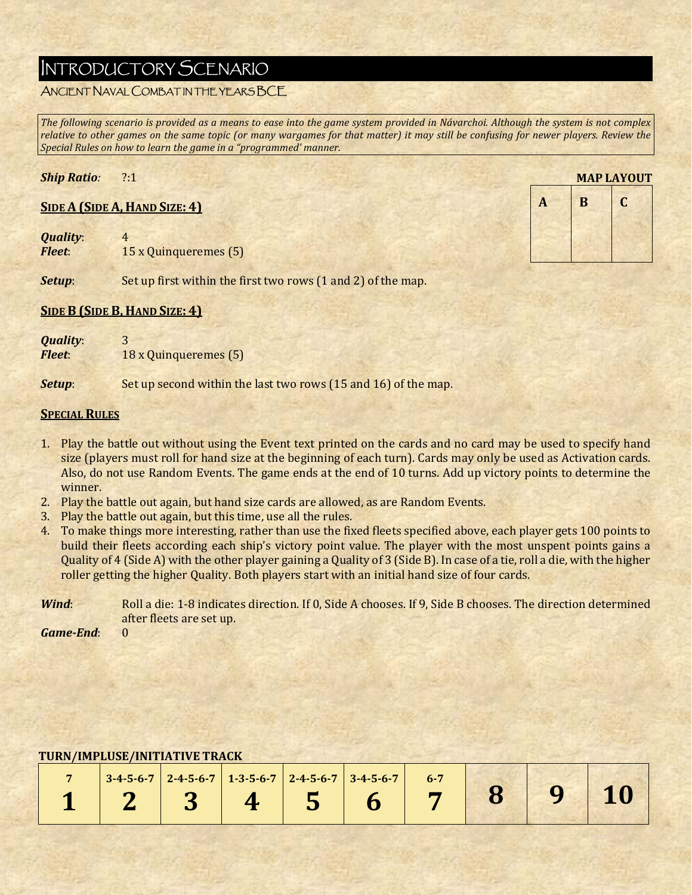# Introductory Scenario

## Ancient Naval Combat in the Years BCE

*The following scenario is provided as a means to ease into the game system provided in Návarchoi. Although the system is not complex relative to other games on the same topic (or many wargames for that matter) it may still be confusing for newer players. Review the Special Rules on how to learn the game in a "programmed' manner.*

***Ship Ratio:*** ?:1

**MAP LAYOUT**

| A | B | C |
|---|---|---|
| | | |

### Side A (Side A, Hand Size: 4)

***Quality***: 4
***Fleet***: 15 x Quinqueremes (5)

***Setup***: Set up first within the first two rows (1 and 2) of the map.

### Side B (Side B, Hand Size: 4)

***Quality***: 3
***Fleet***: 18 x Quinqueremes (5)

***Setup***: Set up second within the last two rows (15 and 16) of the map.

### Special Rules

1. Play the battle out without using the Event text printed on the cards and no card may be used to specify hand size (players must roll for hand size at the beginning of each turn). Cards may only be used as Activation cards. Also, do not use Random Events. The game ends at the end of 10 turns. Add up victory points to determine the winner.
2. Play the battle out again, but hand size cards are allowed, as are Random Events.
3. Play the battle out again, but this time, use all the rules.
4. To make things more interesting, rather than use the fixed fleets specified above, each player gets 100 points to build their fleets according each ship's victory point value. The player with the most unspent points gains a Quality of 4 (Side A) with the other player gaining a Quality of 3 (Side B). In case of a tie, roll a die, with the higher roller getting the higher Quality. Both players start with an initial hand size of four cards.

***Wind***: Roll a die: 1-8 indicates direction. If 0, Side A chooses. If 9, Side B chooses. The direction determined after fleets are set up.
***Game-End***: 0

**TURN/IMPLUSE/INITIATIVE TRACK**

| 7<br>**1** | 3-4-5-6-7<br>**2** | 2-4-5-6-7<br>**3** | 1-3-5-6-7<br>**4** | 2-4-5-6-7<br>**5** | 3-4-5-6-7<br>**6** | 6-7<br>**7** | **8** | **9** | **10** |
|---|---|---|---|---|---|---|---|---|---|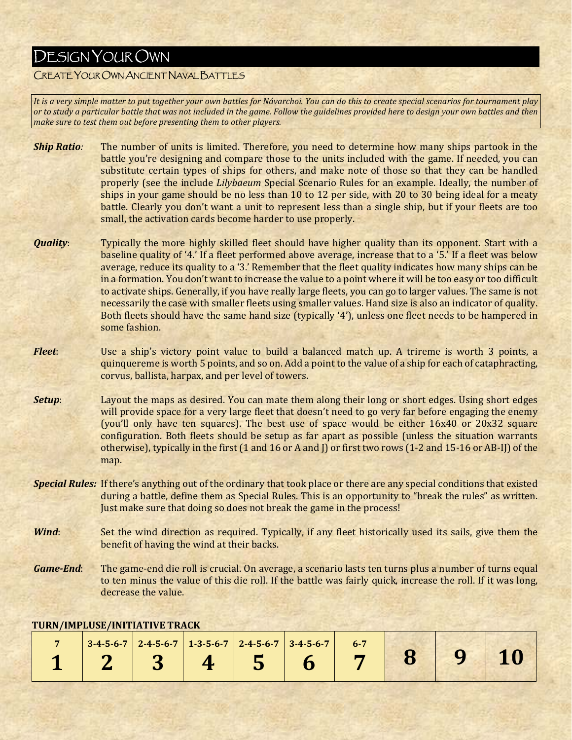# Design Your Own

## Create Your Own Ancient Naval Battles

*It is a very simple matter to put together your own battles for Návarchoi. You can do this to create special scenarios for tournament play or to study a particular battle that was not included in the game. Follow the guidelines provided here to design your own battles and then make sure to test them out before presenting them to other players.*

***Ship Ratio:*** The number of units is limited. Therefore, you need to determine how many ships partook in the battle you're designing and compare those to the units included with the game. If needed, you can substitute certain types of ships for others, and make note of those so that they can be handled properly (see the include *Lilybaeum* Special Scenario Rules for an example. Ideally, the number of ships in your game should be no less than 10 to 12 per side, with 20 to 30 being ideal for a meaty battle. Clearly you don't want a unit to represent less than a single ship, but if your fleets are too small, the activation cards become harder to use properly.

***Quality***: Typically the more highly skilled fleet should have higher quality than its opponent. Start with a baseline quality of '4.' If a fleet performed above average, increase that to a '5.' If a fleet was below average, reduce its quality to a '3.' Remember that the fleet quality indicates how many ships can be in a formation. You don't want to increase the value to a point where it will be too easy or too difficult to activate ships. Generally, if you have really large fleets, you can go to larger values. The same is not necessarily the case with smaller fleets using smaller values. Hand size is also an indicator of quality. Both fleets should have the same hand size (typically '4'), unless one fleet needs to be hampered in some fashion.

***Fleet***: Use a ship's victory point value to build a balanced match up. A trireme is worth 3 points, a quinquereme is worth 5 points, and so on. Add a point to the value of a ship for each of cataphracting, corvus, ballista, harpax, and per level of towers.

***Setup***: Layout the maps as desired. You can mate them along their long or short edges. Using short edges will provide space for a very large fleet that doesn't need to go very far before engaging the enemy (you'll only have ten squares). The best use of space would be either 16x40 or 20x32 square configuration. Both fleets should be setup as far apart as possible (unless the situation warrants otherwise), typically in the first (1 and 16 or A and J) or first two rows (1-2 and 15-16 or AB-IJ) of the map.

***Special Rules:*** If there's anything out of the ordinary that took place or there are any special conditions that existed during a battle, define them as Special Rules. This is an opportunity to "break the rules" as written. Just make sure that doing so does not break the game in the process!

***Wind***: Set the wind direction as required. Typically, if any fleet historically used its sails, give them the benefit of having the wind at their backs.

***Game-End***: The game-end die roll is crucial. On average, a scenario lasts ten turns plus a number of turns equal to ten minus the value of this die roll. If the battle was fairly quick, increase the roll. If it was long, decrease the value.

**TURN/IMPLUSE/INITIATIVE TRACK**

| 7<br>**1** | 3-4-5-6-7<br>**2** | 2-4-5-6-7<br>**3** | 1-3-5-6-7<br>**4** | 2-4-5-6-7<br>**5** | 3-4-5-6-7<br>**6** | 6-7<br>**7** | **8** | **9** | **10** |
|---|---|---|---|---|---|---|---|---|---|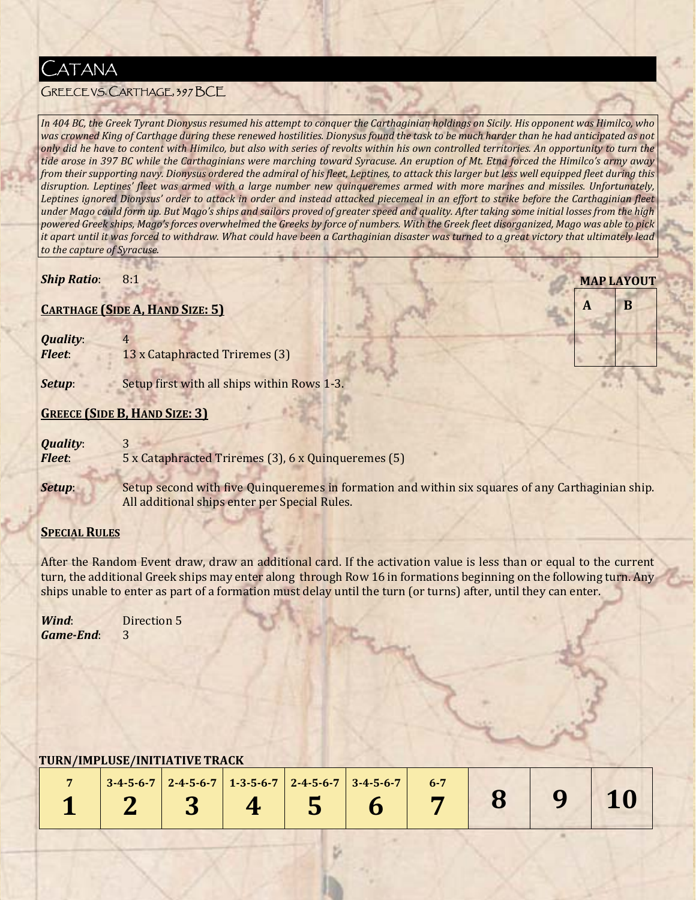# Catana

## Greece vs. Carthage, 397 BCE

*In 404 BC, the Greek Tyrant Dionysus resumed his attempt to conquer the Carthaginian holdings on Sicily. His opponent was Himilco, who was crowned King of Carthage during these renewed hostilities. Dionysus found the task to be much harder than he had anticipated as not only did he have to content with Himilco, but also with series of revolts within his own controlled territories. An opportunity to turn the tide arose in 397 BC while the Carthaginians were marching toward Syracuse. An eruption of Mt. Etna forced the Himilco's army away from their supporting navy. Dionysus ordered the admiral of his fleet, Leptines, to attack this larger but less well equipped fleet during this disruption. Leptines' fleet was armed with a large number new quinqueremes armed with more marines and missiles. Unfortunately, Leptines ignored Dionysus' order to attack in order and instead attacked piecemeal in an effort to strike before the Carthaginian fleet under Mago could form up. But Mago's ships and sailors proved of greater speed and quality. After taking some initial losses from the high powered Greek ships, Mago's forces overwhelmed the Greeks by force of numbers. With the Greek fleet disorganized, Mago was able to pick it apart until it was forced to withdraw. What could have been a Carthaginian disaster was turned to a great victory that ultimately lead to the capture of Syracuse.*

***Ship Ratio***: 8:1

**MAP LAYOUT**

| A | B |
|---|---|
| | |

**CARTHAGE (SIDE A, HAND SIZE: 5)**

***Quality***: 4
***Fleet***: 13 x Cataphracted Triremes (3)

***Setup***: Setup first with all ships within Rows 1-3.

**GREECE (SIDE B, HAND SIZE: 3)**

***Quality***: 3
***Fleet***: 5 x Cataphracted Triremes (3), 6 x Quinqueremes (5)

***Setup***: Setup second with five Quinqueremes in formation and within six squares of any Carthaginian ship. All additional ships enter per Special Rules.

**SPECIAL RULES**

After the Random Event draw, draw an additional card. If the activation value is less than or equal to the current turn, the additional Greek ships may enter along through Row 16 in formations beginning on the following turn. Any ships unable to enter as part of a formation must delay until the turn (or turns) after, until they can enter.

***Wind***: Direction 5
***Game-End***: 3

**TURN/IMPLUSE/INITIATIVE TRACK**

| 7 | 3-4-5-6-7 | 2-4-5-6-7 | 1-3-5-6-7 | 2-4-5-6-7 | 3-4-5-6-7 | 6-7 | | | |
|---|---|---|---|---|---|---|---|---|---|
| **1** | **2** | **3** | **4** | **5** | **6** | **7** | **8** | **9** | **10** |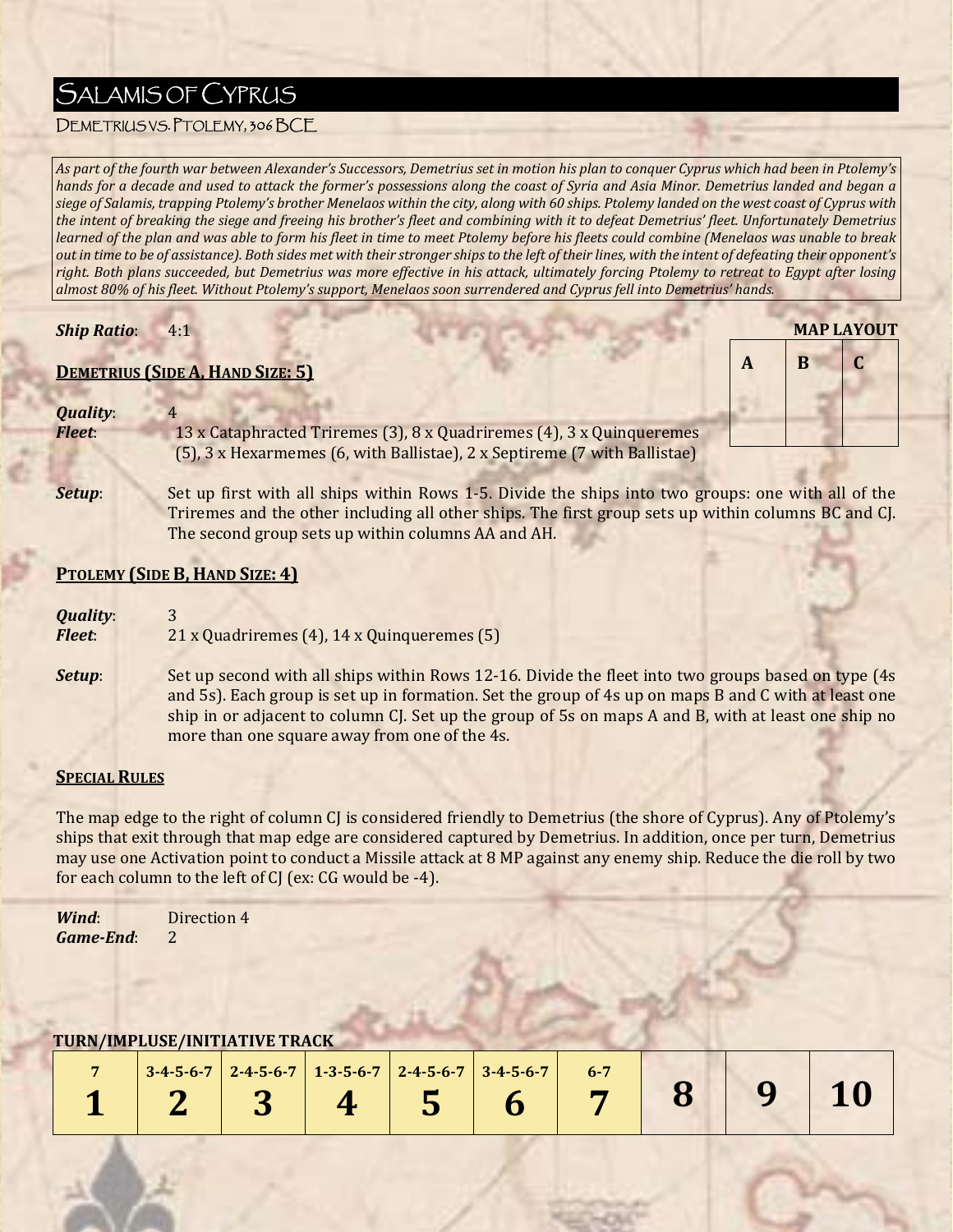# Salamis of Cyprus

## Demetrius vs. Ptolemy, 306 BCE

*As part of the fourth war between Alexander's Successors, Demetrius set in motion his plan to conquer Cyprus which had been in Ptolemy's hands for a decade and used to attack the former's possessions along the coast of Syria and Asia Minor. Demetrius landed and began a siege of Salamis, trapping Ptolemy's brother Menelaos within the city, along with 60 ships. Ptolemy landed on the west coast of Cyprus with the intent of breaking the siege and freeing his brother's fleet and combining with it to defeat Demetrius' fleet. Unfortunately Demetrius learned of the plan and was able to form his fleet in time to meet Ptolemy before his fleets could combine (Menelaos was unable to break out in time to be of assistance). Both sides met with their stronger ships to the left of their lines, with the intent of defeating their opponent's right. Both plans succeeded, but Demetrius was more effective in his attack, ultimately forcing Ptolemy to retreat to Egypt after losing almost 80% of his fleet. Without Ptolemy's support, Menelaos soon surrendered and Cyprus fell into Demetrius' hands.*

***Ship Ratio***: 4:1

**MAP LAYOUT**

| A | B | C |
|---|---|---|
| | | |

### Demetrius (Side A, Hand Size: 5)

***Quality***: 4

***Fleet***: 13 x Cataphracted Triremes (3), 8 x Quadriremes (4), 3 x Quinqueremes (5), 3 x Hexarmemes (6, with Ballistae), 2 x Septireme (7 with Ballistae)

***Setup***: Set up first with all ships within Rows 1-5. Divide the ships into two groups: one with all of the Triremes and the other including all other ships. The first group sets up within columns BC and CJ. The second group sets up within columns AA and AH.

### Ptolemy (Side B, Hand Size: 4)

***Quality***: 3

***Fleet***: 21 x Quadriremes (4), 14 x Quinqueremes (5)

***Setup***: Set up second with all ships within Rows 12-16. Divide the fleet into two groups based on type (4s and 5s). Each group is set up in formation. Set the group of 4s up on maps B and C with at least one ship in or adjacent to column CJ. Set up the group of 5s on maps A and B, with at least one ship no more than one square away from one of the 4s.

### Special Rules

The map edge to the right of column CJ is considered friendly to Demetrius (the shore of Cyprus). Any of Ptolemy's ships that exit through that map edge are considered captured by Demetrius. In addition, once per turn, Demetrius may use one Activation point to conduct a Missile attack at 8 MP against any enemy ship. Reduce the die roll by two for each column to the left of CJ (ex: CG would be -4).

***Wind***: Direction 4

***Game-End***: 2

**TURN/IMPLUSE/INITIATIVE TRACK**

| 7<br>**1** | 3-4-5-6-7<br>**2** | 2-4-5-6-7<br>**3** | 1-3-5-6-7<br>**4** | 2-4-5-6-7<br>**5** | 3-4-5-6-7<br>**6** | 6-7<br>**7** | **8** | **9** | **10** |
|---|---|---|---|---|---|---|---|---|---|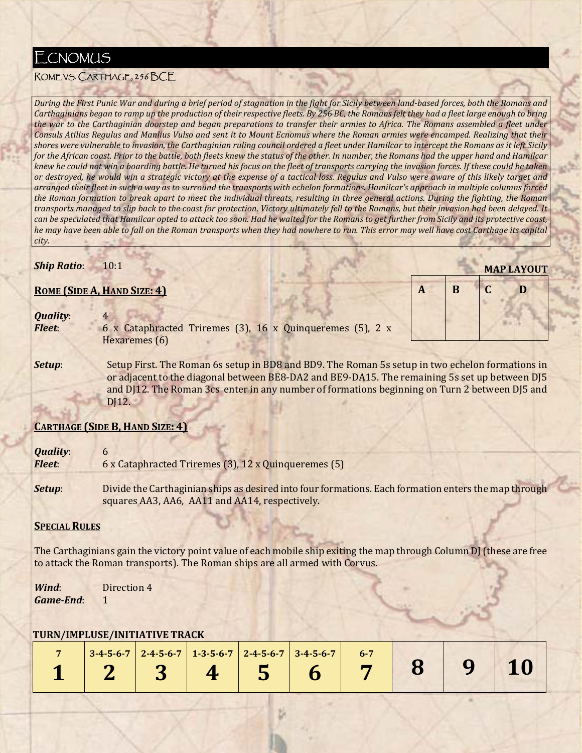# Ecnomus

## Rome vs. Carthage, 256 BCE

*During the First Punic War and during a brief period of stagnation in the fight for Sicily between land-based forces, both the Romans and Carthaginians began to ramp up the production of their respective fleets. By 256 BC, the Romans felt they had a fleet large enough to bring the war to the Carthaginian doorstep and began preparations to transfer their armies to Africa. The Romans assembled a fleet under Consuls Atilius Regulus and Manlius Vulso and sent it to Mount Ecnomus where the Roman armies were encamped. Realizing that their shores were vulnerable to invasion, the Carthaginian ruling council ordered a fleet under Hamilcar to intercept the Romans as it left Sicily for the African coast. Prior to the battle, both fleets knew the status of the other. In number, the Romans had the upper hand and Hamilcar knew he could not win a boarding battle. He turned his focus on the fleet of transports carrying the invasion forces. If these could be taken or destroyed, he would win a strategic victory at the expense of a tactical loss. Regulus and Vulso were aware of this likely target and arranged their fleet in such a way as to surround the transports with echelon formations. Hamilcar's approach in multiple columns forced the Roman formation to break apart to meet the individual threats, resulting in three general actions. During the fighting, the Roman transports managed to slip back to the coast for protection. Victory ultimately fell to the Romans, but their invasion had been delayed. It can be speculated that Hamilcar opted to attack too soon. Had he waited for the Romans to get further from Sicily and its protective coast, he may have been able to fall on the Roman transports when they had nowhere to run. This error may well have cost Carthage its capital city.*

***Ship Ratio***: 10:1

**MAP LAYOUT**

| A | B | C | D |
|---|---|---|---|

### Rome (Side A, Hand Size: 4)

***Quality***: 4
***Fleet***: 6 x Cataphracted Triremes (3), 16 x Quinqueremes (5), 2 x Hexaremes (6)

***Setup***: Setup First. The Roman 6s setup in BD8 and BD9. The Roman 5s setup in two echelon formations in or adjacent to the diagonal between BE8-DA2 and BE9-DA15. The remaining 5s set up between DJ5 and DJ12. The Roman 3cs enter in any number of formations beginning on Turn 2 between DJ5 and DJ12.

### Carthage (Side B, Hand Size: 4)

***Quality***: 6
***Fleet***: 6 x Cataphracted Triremes (3), 12 x Quinqueremes (5)

***Setup***: Divide the Carthaginian ships as desired into four formations. Each formation enters the map through squares AA3, AA6, AA11 and AA14, respectively.

### Special Rules

The Carthaginians gain the victory point value of each mobile ship exiting the map through Column DJ (these are free to attack the Roman transports). The Roman ships are all armed with Corvus.

***Wind***: Direction 4
***Game-End***: 1

**TURN/IMPLUSE/INITIATIVE TRACK**

| 7<br>**1** | 3-4-5-6-7<br>**2** | 2-4-5-6-7<br>**3** | 1-3-5-6-7<br>**4** | 2-4-5-6-7<br>**5** | 3-4-5-6-7<br>**6** | 6-7<br>**7** | **8** | **9** | **10** |
|---|---|---|---|---|---|---|---|---|---|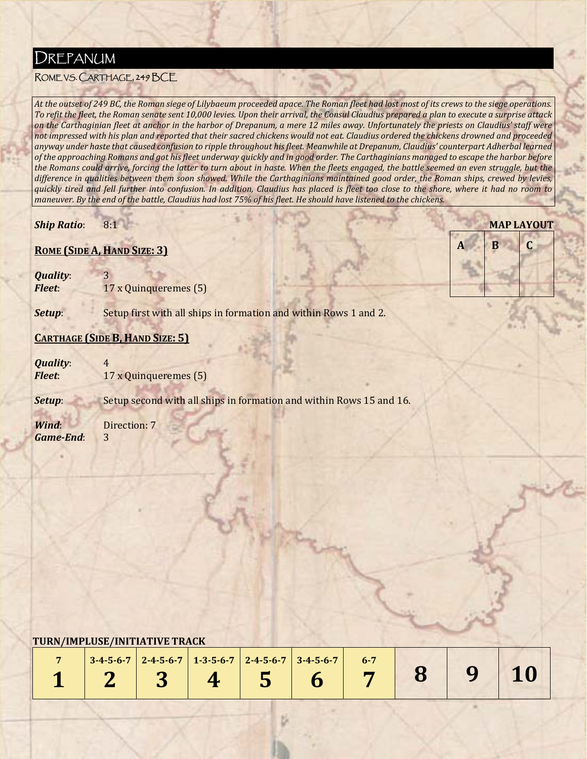# Drepanum

Rome vs. Carthage, 249 BCE

*At the outset of 249 BC, the Roman siege of Lilybaeum proceeded apace. The Roman fleet had lost most of its crews to the siege operations. To refit the fleet, the Roman senate sent 10,000 levies. Upon their arrival, the Consul Claudius prepared a plan to execute a surprise attack on the Carthaginian fleet at anchor in the harbor of Drepanum, a mere 12 miles away. Unfortunately the priests on Claudius' staff were not impressed with his plan and reported that their sacred chickens would not eat. Claudius ordered the chickens drowned and proceeded anyway under haste that caused confusion to ripple throughout his fleet. Meanwhile at Drepanum, Claudius' counterpart Adherbal learned of the approaching Romans and got his fleet underway quickly and in good order. The Carthaginians managed to escape the harbor before the Romans could arrive, forcing the latter to turn about in haste. When the fleets engaged, the battle seemed an even struggle, but the difference in qualities between them soon showed. While the Carthaginians maintained good order, the Roman ships, crewed by levies, quickly tired and fell further into confusion. In addition, Claudius has placed is fleet too close to the shore, where it had no room to maneuver. By the end of the battle, Claudius had lost 75% of his fleet. He should have listened to the chickens.*

***Ship Ratio***: 8:1

**MAP LAYOUT**

| A | B | C |
|---|---|---|

**Rome (Side A, Hand Size: 3)**

***Quality***: 3
***Fleet***: 17 x Quinqueremes (5)

***Setup***: Setup first with all ships in formation and within Rows 1 and 2.

**Carthage (Side B, Hand Size: 5)**

***Quality***: 4
***Fleet***: 17 x Quinqueremes (5)

***Setup***: Setup second with all ships in formation and within Rows 15 and 16.

***Wind***: Direction: 7
***Game-End***: 3

**TURN/IMPLUSE/INITIATIVE TRACK**

| 7<br>**1** | 3-4-5-6-7<br>**2** | 2-4-5-6-7<br>**3** | 1-3-5-6-7<br>**4** | 2-4-5-6-7<br>**5** | 3-4-5-6-7<br>**6** | 6-7<br>**7** | **8** | **9** | **10** |
|---|---|---|---|---|---|---|---|---|---|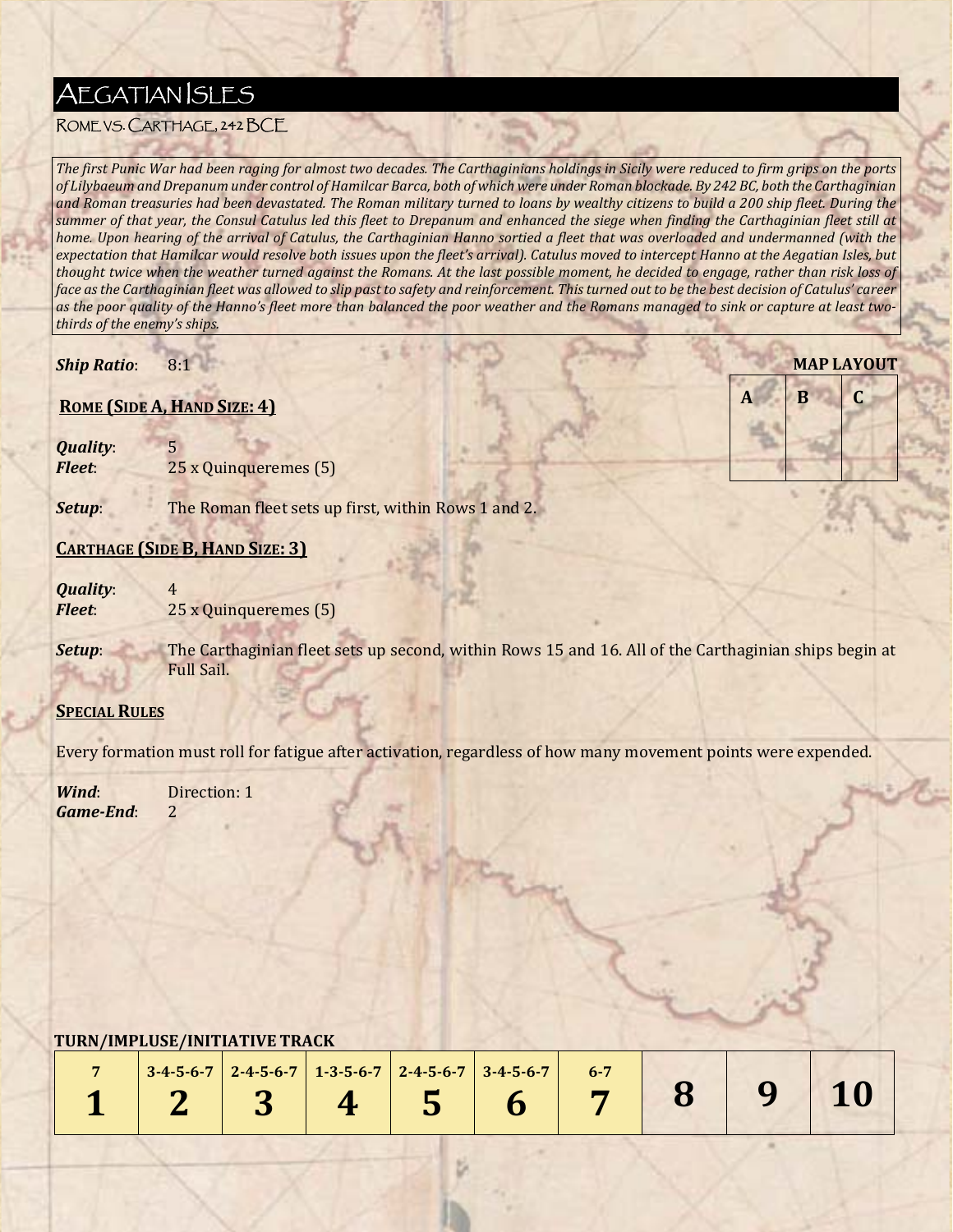# Aegatian Isles

## Rome vs. Carthage, 242 BCE

*The first Punic War had been raging for almost two decades. The Carthaginians holdings in Sicily were reduced to firm grips on the ports of Lilybaeum and Drepanum under control of Hamilcar Barca, both of which were under Roman blockade. By 242 BC, both the Carthaginian and Roman treasuries had been devastated. The Roman military turned to loans by wealthy citizens to build a 200 ship fleet. During the summer of that year, the Consul Catulus led this fleet to Drepanum and enhanced the siege when finding the Carthaginian fleet still at home. Upon hearing of the arrival of Catulus, the Carthaginian Hanno sortied a fleet that was overloaded and undermanned (with the expectation that Hamilcar would resolve both issues upon the fleet's arrival). Catulus moved to intercept Hanno at the Aegatian Isles, but thought twice when the weather turned against the Romans. At the last possible moment, he decided to engage, rather than risk loss of face as the Carthaginian fleet was allowed to slip past to safety and reinforcement. This turned out to be the best decision of Catulus' career as the poor quality of the Hanno's fleet more than balanced the poor weather and the Romans managed to sink or capture at least two-thirds of the enemy's ships.*

***Ship Ratio***: 8:1

**MAP LAYOUT**

| A | B | C |
|---|---|---|

### Rome (Side A, Hand Size: 4)

***Quality***: 5
***Fleet***: 25 x Quinqueremes (5)

***Setup***: The Roman fleet sets up first, within Rows 1 and 2.

### Carthage (Side B, Hand Size: 3)

***Quality***: 4
***Fleet***: 25 x Quinqueremes (5)

***Setup***: The Carthaginian fleet sets up second, within Rows 15 and 16. All of the Carthaginian ships begin at Full Sail.

### Special Rules

Every formation must roll for fatigue after activation, regardless of how many movement points were expended.

***Wind***: Direction: 1
***Game-End***: 2

**TURN/IMPLUSE/INITIATIVE TRACK**

| 1 | 2 | 3 | 4 | 5 | 6 | 7 | 8 | 9 | 10 |
|---|---|---|---|---|---|---|---|---|---|
| 7 | 3-4-5-6-7 | 2-4-5-6-7 | 1-3-5-6-7 | 2-4-5-6-7 | 3-4-5-6-7 | 6-7 | | | |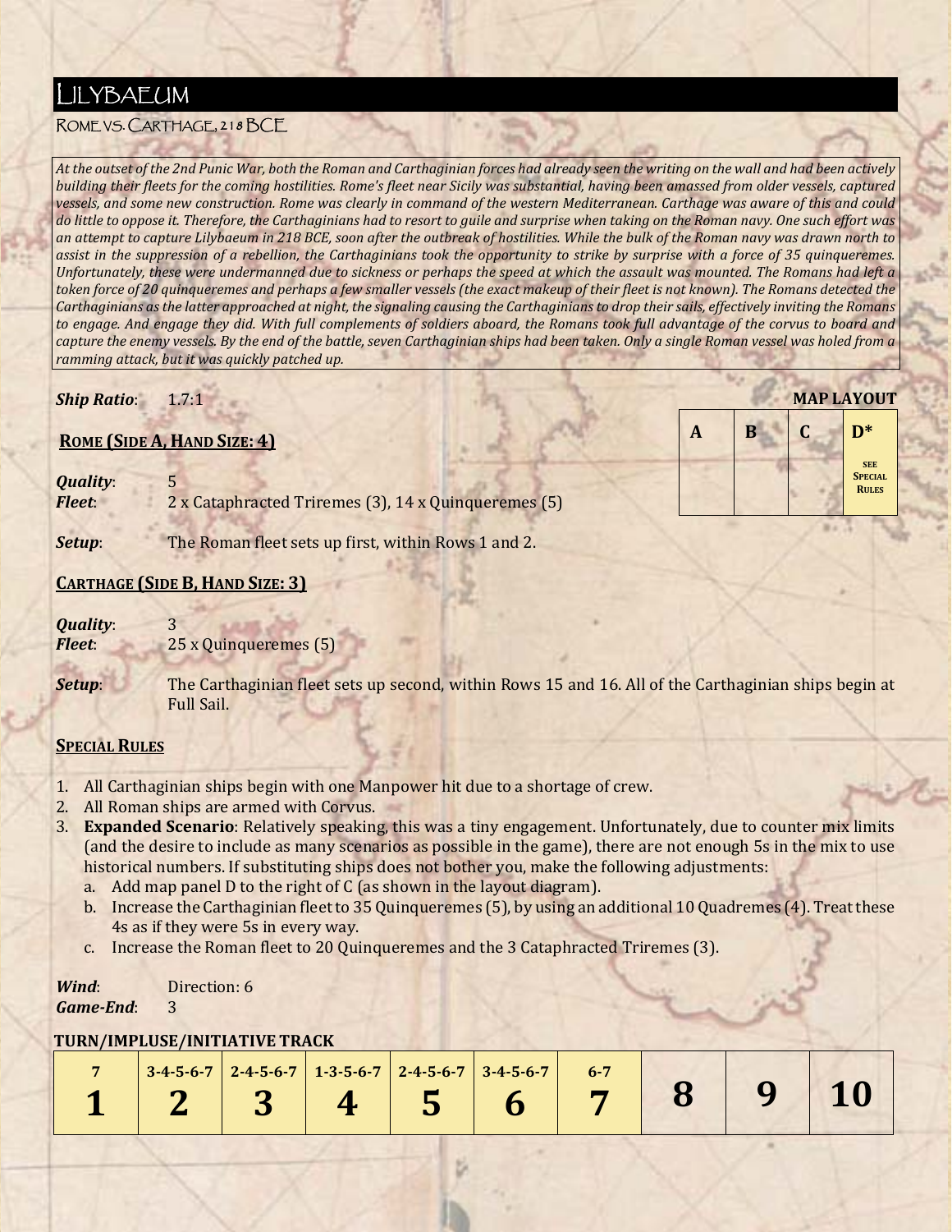# Lilybaeum

## Rome vs. Carthage, 218 BCE

*At the outset of the 2nd Punic War, both the Roman and Carthaginian forces had already seen the writing on the wall and had been actively building their fleets for the coming hostilities. Rome's fleet near Sicily was substantial, having been amassed from older vessels, captured vessels, and some new construction. Rome was clearly in command of the western Mediterranean. Carthage was aware of this and could do little to oppose it. Therefore, the Carthaginians had to resort to guile and surprise when taking on the Roman navy. One such effort was an attempt to capture Lilybaeum in 218 BCE, soon after the outbreak of hostilities. While the bulk of the Roman navy was drawn north to assist in the suppression of a rebellion, the Carthaginians took the opportunity to strike by surprise with a force of 35 quinqueremes. Unfortunately, these were undermanned due to sickness or perhaps the speed at which the assault was mounted. The Romans had left a token force of 20 quinqueremes and perhaps a few smaller vessels (the exact makeup of their fleet is not known). The Romans detected the Carthaginians as the latter approached at night, the signaling causing the Carthaginians to drop their sails, effectively inviting the Romans to engage. And engage they did. With full complements of soldiers aboard, the Romans took full advantage of the corvus to board and capture the enemy vessels. By the end of the battle, seven Carthaginian ships had been taken. Only a single Roman vessel was holed from a ramming attack, but it was quickly patched up.*

***Ship Ratio***: 1.7:1

**MAP LAYOUT**

| A | B | C | D* |
|---|---|---|---|
| | | | SEE SPECIAL RULES |

**ROME (SIDE A, HAND SIZE: 4)**

***Quality***: 5
***Fleet***: 2 x Cataphracted Triremes (3), 14 x Quinqueremes (5)

***Setup***: The Roman fleet sets up first, within Rows 1 and 2.

**CARTHAGE (SIDE B, HAND SIZE: 3)**

***Quality***: 3
***Fleet***: 25 x Quinqueremes (5)

***Setup***: The Carthaginian fleet sets up second, within Rows 15 and 16. All of the Carthaginian ships begin at Full Sail.

**SPECIAL RULES**

1. All Carthaginian ships begin with one Manpower hit due to a shortage of crew.
2. All Roman ships are armed with Corvus.
3. **Expanded Scenario**: Relatively speaking, this was a tiny engagement. Unfortunately, due to counter mix limits (and the desire to include as many scenarios as possible in the game), there are not enough 5s in the mix to use historical numbers. If substituting ships does not bother you, make the following adjustments:
   a. Add map panel D to the right of C (as shown in the layout diagram).
   b. Increase the Carthaginian fleet to 35 Quinqueremes (5), by using an additional 10 Quadremes (4). Treat these 4s as if they were 5s in every way.
   c. Increase the Roman fleet to 20 Quinqueremes and the 3 Cataphracted Triremes (3).

***Wind***: Direction: 6
***Game-End***: 3

**TURN/IMPLUSE/INITIATIVE TRACK**

| 7<br>**1** | 3-4-5-6-7<br>**2** | 2-4-5-6-7<br>**3** | 1-3-5-6-7<br>**4** | 2-4-5-6-7<br>**5** | 3-4-5-6-7<br>**6** | 6-7<br>**7** | **8** | **9** | **10** |
|---|---|---|---|---|---|---|---|---|---|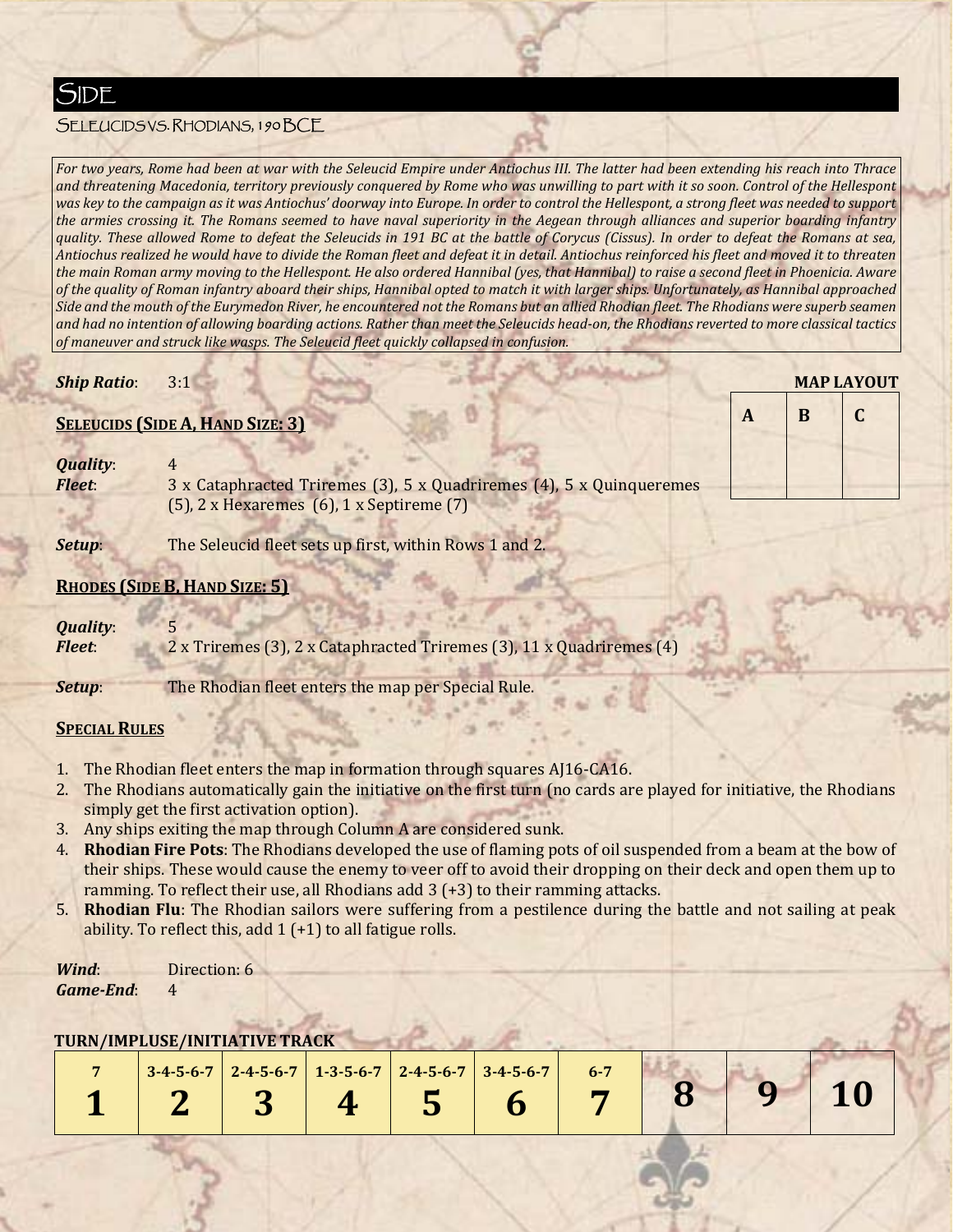# Side

## Seleucids vs. Rhodians, 190 BCE

*For two years, Rome had been at war with the Seleucid Empire under Antiochus III. The latter had been extending his reach into Thrace and threatening Macedonia, territory previously conquered by Rome who was unwilling to part with it so soon. Control of the Hellespont was key to the campaign as it was Antiochus' doorway into Europe. In order to control the Hellespont, a strong fleet was needed to support the armies crossing it. The Romans seemed to have naval superiority in the Aegean through alliances and superior boarding infantry quality. These allowed Rome to defeat the Seleucids in 191 BC at the battle of Corycus (Cissus). In order to defeat the Romans at sea, Antiochus realized he would have to divide the Roman fleet and defeat it in detail. Antiochus reinforced his fleet and moved it to threaten the main Roman army moving to the Hellespont. He also ordered Hannibal (yes, that Hannibal) to raise a second fleet in Phoenicia. Aware of the quality of Roman infantry aboard their ships, Hannibal opted to match it with larger ships. Unfortunately, as Hannibal approached Side and the mouth of the Eurymedon River, he encountered not the Romans but an allied Rhodian fleet. The Rhodians were superb seamen and had no intention of allowing boarding actions. Rather than meet the Seleucids head-on, the Rhodians reverted to more classical tactics of maneuver and struck like wasps. The Seleucid fleet quickly collapsed in confusion.*

***Ship Ratio***: 3:1

**MAP LAYOUT**

| A | B | C |
|---|---|---|
| | | |

**SELEUCIDS (SIDE A, HAND SIZE: 3)**

***Quality***: 4

***Fleet***: 3 x Cataphracted Triremes (3), 5 x Quadriremes (4), 5 x Quinqueremes (5), 2 x Hexaremes (6), 1 x Septireme (7)

***Setup***: The Seleucid fleet sets up first, within Rows 1 and 2.

**RHODES (SIDE B, HAND SIZE: 5)**

***Quality***: 5

***Fleet***: 2 x Triremes (3), 2 x Cataphracted Triremes (3), 11 x Quadriremes (4)

***Setup***: The Rhodian fleet enters the map per Special Rule.

**SPECIAL RULES**

1. The Rhodian fleet enters the map in formation through squares AJ16-CA16.
2. The Rhodians automatically gain the initiative on the first turn (no cards are played for initiative, the Rhodians simply get the first activation option).
3. Any ships exiting the map through Column A are considered sunk.
4. **Rhodian Fire Pots**: The Rhodians developed the use of flaming pots of oil suspended from a beam at the bow of their ships. These would cause the enemy to veer off to avoid their dropping on their deck and open them up to ramming. To reflect their use, all Rhodians add 3 (+3) to their ramming attacks.
5. **Rhodian Flu**: The Rhodian sailors were suffering from a pestilence during the battle and not sailing at peak ability. To reflect this, add 1 (+1) to all fatigue rolls.

***Wind***: Direction: 6

***Game-End***: 4

**TURN/IMPLUSE/INITIATIVE TRACK**

| 7 | 3-4-5-6-7 | 2-4-5-6-7 | 1-3-5-6-7 | 2-4-5-6-7 | 3-4-5-6-7 | 6-7 | | | |
|---|---|---|---|---|---|---|---|---|---|
| **1** | **2** | **3** | **4** | **5** | **6** | **7** | **8** | **9** | **10** |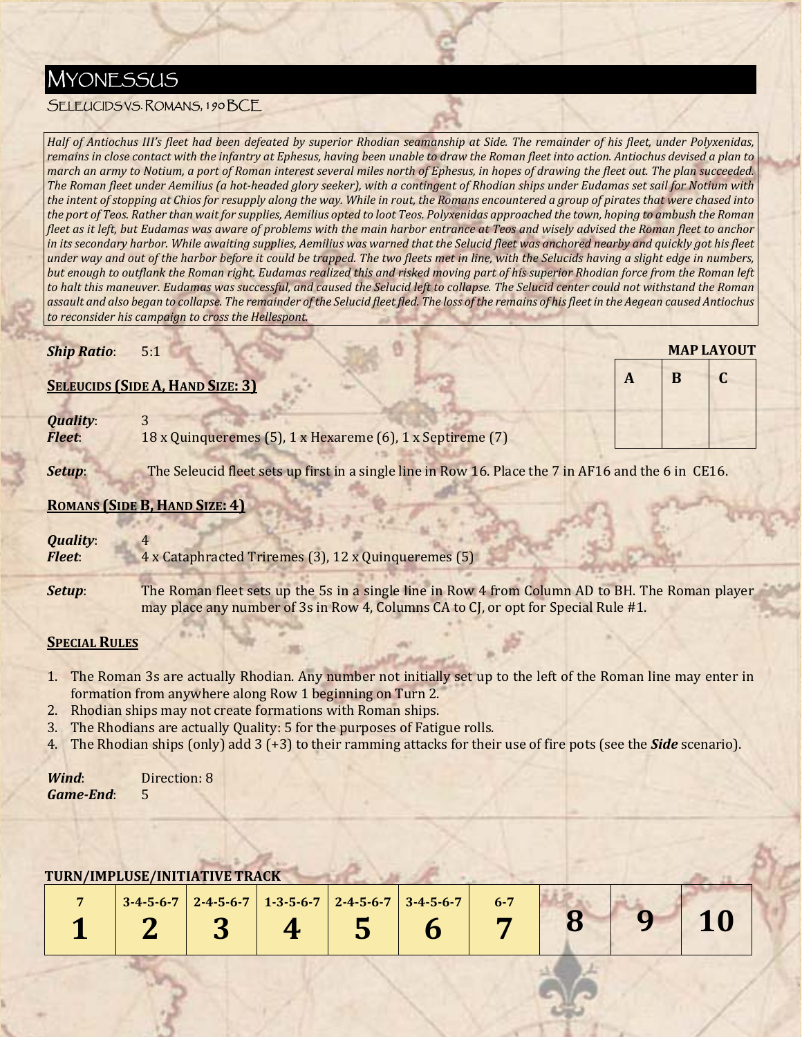# Myonessus

## Seleucids vs. Romans, 190 BCE

*Half of Antiochus III's fleet had been defeated by superior Rhodian seamanship at Side. The remainder of his fleet, under Polyxenidas, remains in close contact with the infantry at Ephesus, having been unable to draw the Roman fleet into action. Antiochus devised a plan to march an army to Notium, a port of Roman interest several miles north of Ephesus, in hopes of drawing the fleet out. The plan succeeded. The Roman fleet under Aemilius (a hot-headed glory seeker), with a contingent of Rhodian ships under Eudamas set sail for Notium with the intent of stopping at Chios for resupply along the way. While in rout, the Romans encountered a group of pirates that were chased into the port of Teos. Rather than wait for supplies, Aemilius opted to loot Teos. Polyxenidas approached the town, hoping to ambush the Roman fleet as it left, but Eudamas was aware of problems with the main harbor entrance at Teos and wisely advised the Roman fleet to anchor in its secondary harbor. While awaiting supplies, Aemilius was warned that the Selucid fleet was anchored nearby and quickly got his fleet under way and out of the harbor before it could be trapped. The two fleets met in line, with the Selucids having a slight edge in numbers, but enough to outflank the Roman right. Eudamas realized this and risked moving part of his superior Rhodian force from the Roman left to halt this maneuver. Eudamas was successful, and caused the Selucid left to collapse. The Selucid center could not withstand the Roman assault and also began to collapse. The remainder of the Selucid fleet fled. The loss of the remains of his fleet in the Aegean caused Antiochus to reconsider his campaign to cross the Hellespont.*

***Ship Ratio***: 5:1

**MAP LAYOUT**

| A | B | C |
|---|---|---|
| | | |

**SELEUCIDS (SIDE A, HAND SIZE: 3)**

***Quality***: 3
***Fleet***: 18 x Quinqueremes (5), 1 x Hexareme (6), 1 x Septireme (7)

***Setup***: The Seleucid fleet sets up first in a single line in Row 16. Place the 7 in AF16 and the 6 in CE16.

**ROMANS (SIDE B, HAND SIZE: 4)**

***Quality***: 4
***Fleet***: 4 x Cataphracted Triremes (3), 12 x Quinqueremes (5)

***Setup***: The Roman fleet sets up the 5s in a single line in Row 4 from Column AD to BH. The Roman player may place any number of 3s in Row 4, Columns CA to CJ, or opt for Special Rule #1.

**SPECIAL RULES**

1. The Roman 3s are actually Rhodian. Any number not initially set up to the left of the Roman line may enter in formation from anywhere along Row 1 beginning on Turn 2.
2. Rhodian ships may not create formations with Roman ships.
3. The Rhodians are actually Quality: 5 for the purposes of Fatigue rolls.
4. The Rhodian ships (only) add 3 (+3) to their ramming attacks for their use of fire pots (see the ***Side*** scenario).

***Wind***: Direction: 8
***Game-End***: 5

**TURN/IMPLUSE/INITIATIVE TRACK**

| 1 | 2 | 3 | 4 | 5 | 6 | 7 | 8 | 9 | 10 |
|---|---|---|---|---|---|---|---|---|---|
| 7 | 3-4-5-6-7 | 2-4-5-6-7 | 1-3-5-6-7 | 2-4-5-6-7 | 3-4-5-6-7 | 6-7 | | | |